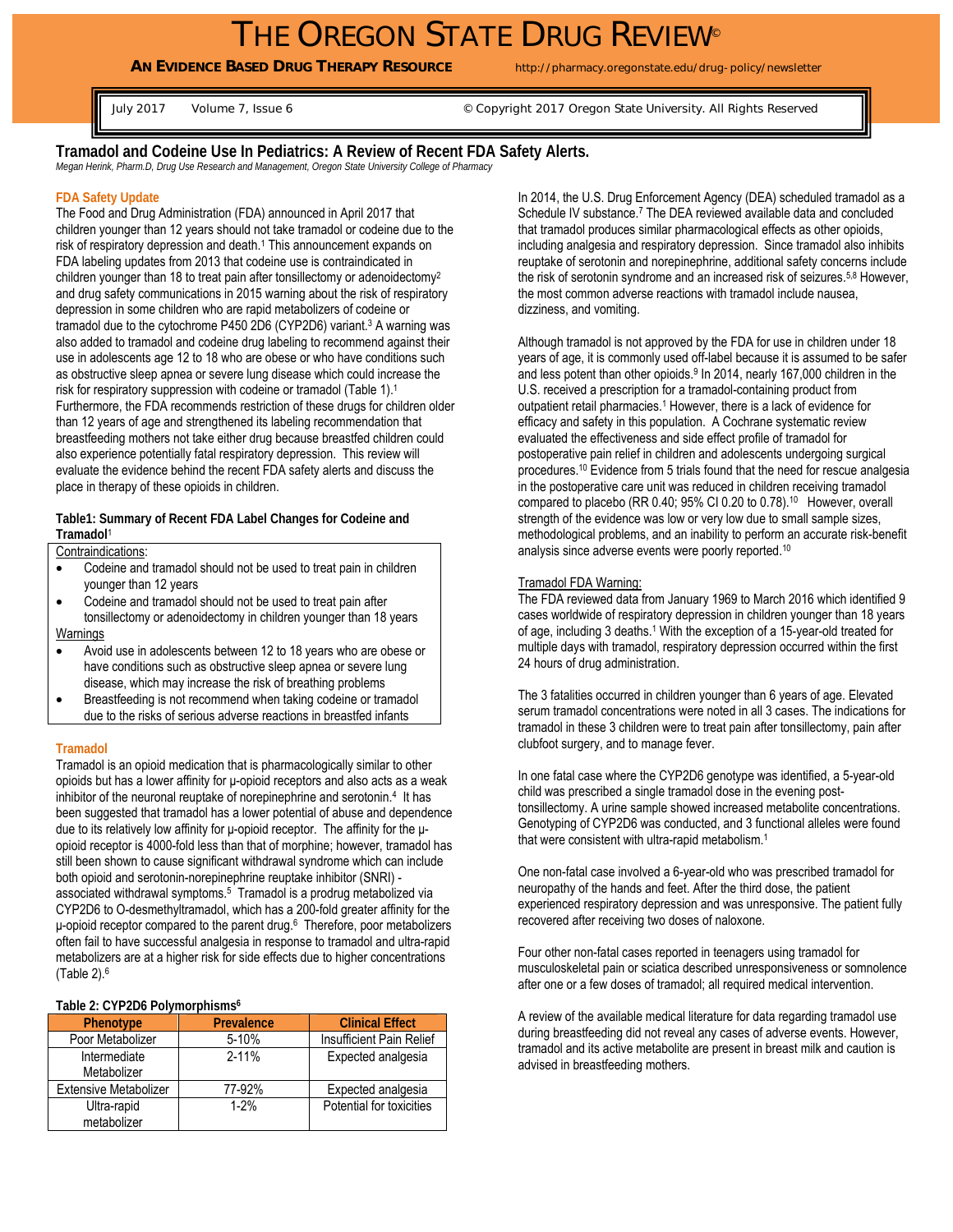# THE OREGON STATE DRUG REVIEW©

**AN EVIDENCE BASED DRUG THERAPY RESOURCE** http://pharmacy.oregonstate.edu/drug-policy/newsletter

July 2017 Volume 7, Issue 6 © Copyright 2017 Oregon State University. All Rights Reserved

## Tramadol and Codeine Use In Pediatrics: A Review of Recent FDA Safety Alerts.

*Megan Herink, Pharm.D, Drug Use Research and Management, Oregon State University College of Pharmacy*

### FDA Safety Update

The Food and Drug Administration (FDA) announced in April 2017 that children younger than 12 years should not take tramadol or codeine due to the risk of respiratory depression and death.[1] This announcement expands on FDA labeling updates from 2013 that codeine use is contraindicated in children younger than 18 to treat pain after tonsillectomy or adenoidectomy[2] and drug safety communications in 2015 warning about the risk of respiratory depression in some children who are rapid metabolizers of codeine or tramadol due to the cytochrome P450 2D6 (CYP2D6) variant.[3] A warning was also added to tramadol and codeine drug labeling to recommend against their use in adolescents age 12 to 18 who are obese or who have conditions such as obstructive sleep apnea or severe lung disease which could increase the risk for respiratory suppression with codeine or tramadol (Table 1).[1] Furthermore, the FDA recommends restriction of these drugs for children older than 12 years of age and strengthened its labeling recommendation that breastfeeding mothers not take either drug because breastfed children could also experience potentially fatal respiratory depression. This review will evaluate the evidence behind the recent FDA safety alerts and discuss the place in therapy of these opioids in children.

**Table1: Summary of Recent FDA Label Changes for Codeine and Tramadol**[1]

Contraindications:

- Codeine and tramadol should not be used to treat pain in children younger than 12 years
- Codeine and tramadol should not be used to treat pain after tonsillectomy or adenoidectomy in children younger than 18 years

Warnings

- Avoid use in adolescents between 12 to 18 years who are obese or have conditions such as obstructive sleep apnea or severe lung disease, which may increase the risk of breathing problems
- Breastfeeding is not recommend when taking codeine or tramadol due to the risks of serious adverse reactions in breastfed infants

### Tramadol

Tramadol is an opioid medication that is pharmacologically similar to other opioids but has a lower affinity for μ-opioid receptors and also acts as a weak inhibitor of the neuronal reuptake of norepinephrine and serotonin.[4] It has been suggested that tramadol has a lower potential of abuse and dependence due to its relatively low affinity for μ-opioid receptor. The affinity for the μ-opioid receptor is 4000-fold less than that of morphine; however, tramadol has still been shown to cause significant withdrawal syndrome which can include both opioid and serotonin-norepinephrine reuptake inhibitor (SNRI) - associated withdrawal symptoms.[5] Tramadol is a prodrug metabolized via CYP2D6 to O-desmethyltramadol, which has a 200-fold greater affinity for the μ-opioid receptor compared to the parent drug.[6] Therefore, poor metabolizers often fail to have successful analgesia in response to tramadol and ultra-rapid metabolizers are at a higher risk for side effects due to higher concentrations (Table 2).[6]

**Table 2: CYP2D6 Polymorphisms**[6]

| Phenotype | Prevalence | Clinical Effect |
| --- | --- | --- |
| Poor Metabolizer | 5-10% | Insufficient Pain Relief |
| Intermediate Metabolizer | 2-11% | Expected analgesia |
| Extensive Metabolizer | 77-92% | Expected analgesia |
| Ultra-rapid metabolizer | 1-2% | Potential for toxicities |

In 2014, the U.S. Drug Enforcement Agency (DEA) scheduled tramadol as a Schedule IV substance.[7] The DEA reviewed available data and concluded that tramadol produces similar pharmacological effects as other opioids, including analgesia and respiratory depression. Since tramadol also inhibits reuptake of serotonin and norepinephrine, additional safety concerns include the risk of serotonin syndrome and an increased risk of seizures.[5,8] However, the most common adverse reactions with tramadol include nausea, dizziness, and vomiting.

Although tramadol is not approved by the FDA for use in children under 18 years of age, it is commonly used off-label because it is assumed to be safer and less potent than other opioids.[9] In 2014, nearly 167,000 children in the U.S. received a prescription for a tramadol-containing product from outpatient retail pharmacies.[1] However, there is a lack of evidence for efficacy and safety in this population. A Cochrane systematic review evaluated the effectiveness and side effect profile of tramadol for postoperative pain relief in children and adolescents undergoing surgical procedures.[10] Evidence from 5 trials found that the need for rescue analgesia in the postoperative care unit was reduced in children receiving tramadol compared to placebo (RR 0.40; 95% CI 0.20 to 0.78).[10] However, overall strength of the evidence was low or very low due to small sample sizes, methodological problems, and an inability to perform an accurate risk-benefit analysis since adverse events were poorly reported.[10]

Tramadol FDA Warning:

The FDA reviewed data from January 1969 to March 2016 which identified 9 cases worldwide of respiratory depression in children younger than 18 years of age, including 3 deaths.[1] With the exception of a 15-year-old treated for multiple days with tramadol, respiratory depression occurred within the first 24 hours of drug administration.

The 3 fatalities occurred in children younger than 6 years of age. Elevated serum tramadol concentrations were noted in all 3 cases. The indications for tramadol in these 3 children were to treat pain after tonsillectomy, pain after clubfoot surgery, and to manage fever.

In one fatal case where the CYP2D6 genotype was identified, a 5-year-old child was prescribed a single tramadol dose in the evening post-tonsillectomy. A urine sample showed increased metabolite concentrations. Genotyping of CYP2D6 was conducted, and 3 functional alleles were found that were consistent with ultra-rapid metabolism.[1]

One non-fatal case involved a 6-year-old who was prescribed tramadol for neuropathy of the hands and feet. After the third dose, the patient experienced respiratory depression and was unresponsive. The patient fully recovered after receiving two doses of naloxone.

Four other non-fatal cases reported in teenagers using tramadol for musculoskeletal pain or sciatica described unresponsiveness or somnolence after one or a few doses of tramadol; all required medical intervention.

A review of the available medical literature for data regarding tramadol use during breastfeeding did not reveal any cases of adverse events. However, tramadol and its active metabolite are present in breast milk and caution is advised in breastfeeding mothers.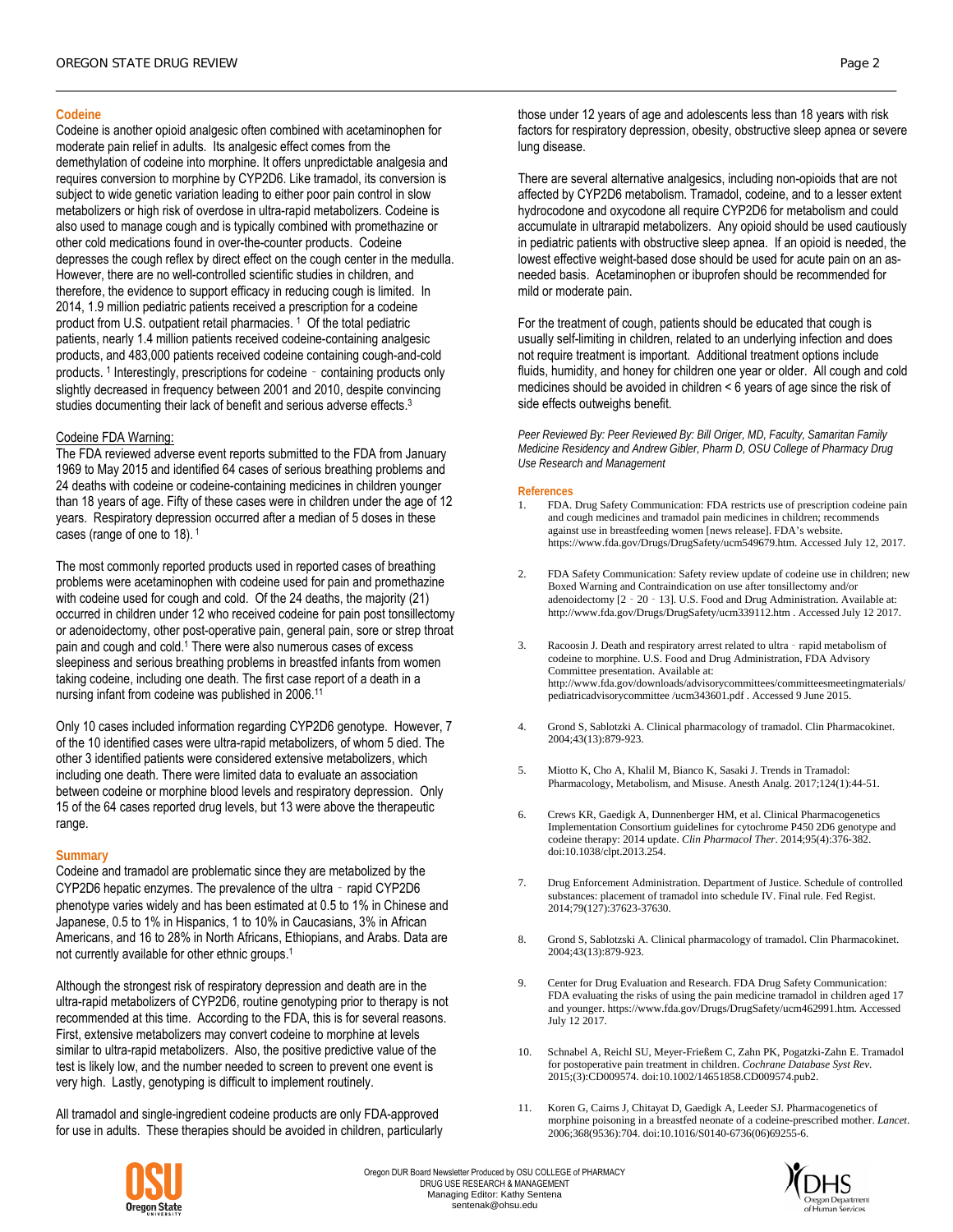## Codeine

Codeine is another opioid analgesic often combined with acetaminophen for moderate pain relief in adults. Its analgesic effect comes from the demethylation of codeine into morphine. It offers unpredictable analgesia and requires conversion to morphine by CYP2D6. Like tramadol, its conversion is subject to wide genetic variation leading to either poor pain control in slow metabolizers or high risk of overdose in ultra-rapid metabolizers. Codeine is also used to manage cough and is typically combined with promethazine or other cold medications found in over-the-counter products. Codeine depresses the cough reflex by direct effect on the cough center in the medulla. However, there are no well-controlled scientific studies in children, and therefore, the evidence to support efficacy in reducing cough is limited. In 2014, 1.9 million pediatric patients received a prescription for a codeine product from U.S. outpatient retail pharmacies. [1] Of the total pediatric patients, nearly 1.4 million patients received codeine-containing analgesic products, and 483,000 patients received codeine containing cough-and-cold products. [1] Interestingly, prescriptions for codeine‐containing products only slightly decreased in frequency between 2001 and 2010, despite convincing studies documenting their lack of benefit and serious adverse effects.[3]

### Codeine FDA Warning:

The FDA reviewed adverse event reports submitted to the FDA from January 1969 to May 2015 and identified 64 cases of serious breathing problems and 24 deaths with codeine or codeine-containing medicines in children younger than 18 years of age. Fifty of these cases were in children under the age of 12 years. Respiratory depression occurred after a median of 5 doses in these cases (range of one to 18). [1]

The most commonly reported products used in reported cases of breathing problems were acetaminophen with codeine used for pain and promethazine with codeine used for cough and cold. Of the 24 deaths, the majority (21) occurred in children under 12 who received codeine for pain post tonsillectomy or adenoidectomy, other post-operative pain, general pain, sore or strep throat pain and cough and cold.[1] There were also numerous cases of excess sleepiness and serious breathing problems in breastfed infants from women taking codeine, including one death. The first case report of a death in a nursing infant from codeine was published in 2006.[11]

Only 10 cases included information regarding CYP2D6 genotype. However, 7 of the 10 identified cases were ultra-rapid metabolizers, of whom 5 died. The other 3 identified patients were considered extensive metabolizers, which including one death. There were limited data to evaluate an association between codeine or morphine blood levels and respiratory depression. Only 15 of the 64 cases reported drug levels, but 13 were above the therapeutic range.

## Summary

Codeine and tramadol are problematic since they are metabolized by the CYP2D6 hepatic enzymes. The prevalence of the ultra‐rapid CYP2D6 phenotype varies widely and has been estimated at 0.5 to 1% in Chinese and Japanese, 0.5 to 1% in Hispanics, 1 to 10% in Caucasians, 3% in African Americans, and 16 to 28% in North Africans, Ethiopians, and Arabs. Data are not currently available for other ethnic groups.[1]

Although the strongest risk of respiratory depression and death are in the ultra-rapid metabolizers of CYP2D6, routine genotyping prior to therapy is not recommended at this time. According to the FDA, this is for several reasons. First, extensive metabolizers may convert codeine to morphine at levels similar to ultra-rapid metabolizers. Also, the positive predictive value of the test is likely low, and the number needed to screen to prevent one event is very high. Lastly, genotyping is difficult to implement routinely.

All tramadol and single-ingredient codeine products are only FDA-approved for use in adults. These therapies should be avoided in children, particularly those under 12 years of age and adolescents less than 18 years with risk factors for respiratory depression, obesity, obstructive sleep apnea or severe lung disease.

There are several alternative analgesics, including non-opioids that are not affected by CYP2D6 metabolism. Tramadol, codeine, and to a lesser extent hydrocodone and oxycodone all require CYP2D6 for metabolism and could accumulate in ultrarapid metabolizers. Any opioid should be used cautiously in pediatric patients with obstructive sleep apnea. If an opioid is needed, the lowest effective weight-based dose should be used for acute pain on an as-needed basis. Acetaminophen or ibuprofen should be recommended for mild or moderate pain.

For the treatment of cough, patients should be educated that cough is usually self-limiting in children, related to an underlying infection and does not require treatment is important. Additional treatment options include fluids, humidity, and honey for children one year or older. All cough and cold medicines should be avoided in children < 6 years of age since the risk of side effects outweighs benefit.

*Peer Reviewed By: Peer Reviewed By: Bill Origer, MD, Faculty, Samaritan Family Medicine Residency and Andrew Gibler, Pharm D, OSU College of Pharmacy Drug Use Research and Management*

## References

1. FDA. Drug Safety Communication: FDA restricts use of prescription codeine pain and cough medicines and tramadol pain medicines in children; recommends against use in breastfeeding women [news release]. FDA's website. https://www.fda.gov/Drugs/DrugSafety/ucm549679.htm. Accessed July 12, 2017.
2. FDA Safety Communication: Safety review update of codeine use in children; new Boxed Warning and Contraindication on use after tonsillectomy and/or adenoidectomy [2‐20‐13]. U.S. Food and Drug Administration. Available at: http://www.fda.gov/Drugs/DrugSafety/ucm339112.htm . Accessed July 12 2017.
3. Racoosin J. Death and respiratory arrest related to ultra‐rapid metabolism of codeine to morphine. U.S. Food and Drug Administration, FDA Advisory Committee presentation. Available at: http://www.fda.gov/downloads/advisorycommittees/committeesmeetingmaterials/pediatricadvisorycommittee /ucm343601.pdf . Accessed 9 June 2015.
4. Grond S, Sablotzki A. Clinical pharmacology of tramadol. Clin Pharmacokinet. 2004;43(13):879-923.
5. Miotto K, Cho A, Khalil M, Bianco K, Sasaki J. Trends in Tramadol: Pharmacology, Metabolism, and Misuse. Anesth Analg. 2017;124(1):44-51.
6. Crews KR, Gaedigk A, Dunnenberger HM, et al. Clinical Pharmacogenetics Implementation Consortium guidelines for cytochrome P450 2D6 genotype and codeine therapy: 2014 update. *Clin Pharmacol Ther*. 2014;95(4):376-382. doi:10.1038/clpt.2013.254.
7. Drug Enforcement Administration. Department of Justice. Schedule of controlled substances: placement of tramadol into schedule IV. Final rule. Fed Regist. 2014;79(127):37623-37630.
8. Grond S, Sablotzski A. Clinical pharmacology of tramadol. Clin Pharmacokinet. 2004;43(13):879-923.
9. Center for Drug Evaluation and Research. FDA Drug Safety Communication: FDA evaluating the risks of using the pain medicine tramadol in children aged 17 and younger. https://www.fda.gov/Drugs/DrugSafety/ucm462991.htm. Accessed July 12 2017.
10. Schnabel A, Reichl SU, Meyer-Frießem C, Zahn PK, Pogatzki-Zahn E. Tramadol for postoperative pain treatment in children. *Cochrane Database Syst Rev*. 2015;(3):CD009574. doi:10.1002/14651858.CD009574.pub2.
11. Koren G, Cairns J, Chitayat D, Gaedigk A, Leeder SJ. Pharmacogenetics of morphine poisoning in a breastfed neonate of a codeine-prescribed mother. *Lancet*. 2006;368(9536):704. doi:10.1016/S0140-6736(06)69255-6.

Oregon DUR Board Newsletter Produced by OSU COLLEGE of PHARMACY
DRUG USE RESEARCH & MANAGEMENT
Managing Editor: Kathy Sentena
sentenak@ohsu.edu